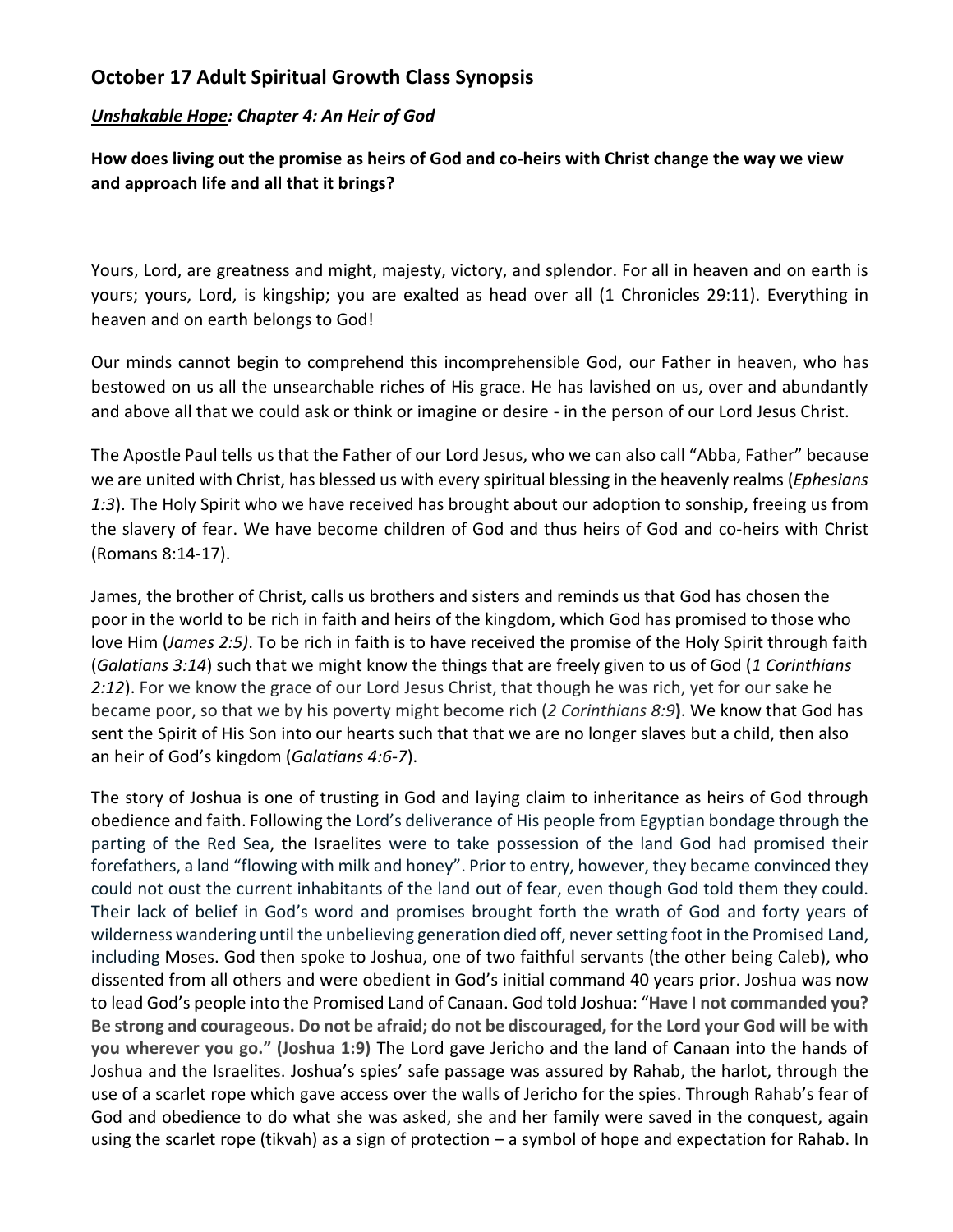## October 17 Adult Spiritual Growth Class Synopsis

### ***Unshakable Hope: Chapter 4: An Heir of God***

**How does living out the promise as heirs of God and co-heirs with Christ change the way we view and approach life and all that it brings?**

Yours, Lord, are greatness and might, majesty, victory, and splendor. For all in heaven and on earth is yours; yours, Lord, is kingship; you are exalted as head over all (1 Chronicles 29:11). Everything in heaven and on earth belongs to God!

Our minds cannot begin to comprehend this incomprehensible God, our Father in heaven, who has bestowed on us all the unsearchable riches of His grace. He has lavished on us, over and abundantly and above all that we could ask or think or imagine or desire - in the person of our Lord Jesus Christ.

The Apostle Paul tells us that the Father of our Lord Jesus, who we can also call "Abba, Father" because we are united with Christ, has blessed us with every spiritual blessing in the heavenly realms (*Ephesians 1:3*). The Holy Spirit who we have received has brought about our adoption to sonship, freeing us from the slavery of fear. We have become children of God and thus heirs of God and co-heirs with Christ (Romans 8:14-17).

James, the brother of Christ, calls us brothers and sisters and reminds us that God has chosen the poor in the world to be rich in faith and heirs of the kingdom, which God has promised to those who love Him (*James 2:5)*. To be rich in faith is to have received the promise of the Holy Spirit through faith (*Galatians 3:14*) such that we might know the things that are freely given to us of God (*1 Corinthians 2:12*). For we know the grace of our Lord Jesus Christ, that though he was rich, yet for our sake he became poor, so that we by his poverty might become rich (*2 Corinthians 8:9***)**. We know that God has sent the Spirit of His Son into our hearts such that that we are no longer slaves but a child, then also an heir of God's kingdom (*Galatians 4:6-7*).

The story of Joshua is one of trusting in God and laying claim to inheritance as heirs of God through obedience and faith. Following the Lord's deliverance of His people from Egyptian bondage through the parting of the Red Sea, the Israelites were to take possession of the land God had promised their forefathers, a land "flowing with milk and honey". Prior to entry, however, they became convinced they could not oust the current inhabitants of the land out of fear, even though God told them they could. Their lack of belief in God's word and promises brought forth the wrath of God and forty years of wilderness wandering until the unbelieving generation died off, never setting foot in the Promised Land, including Moses. God then spoke to Joshua, one of two faithful servants (the other being Caleb), who dissented from all others and were obedient in God's initial command 40 years prior. Joshua was now to lead God's people into the Promised Land of Canaan. God told Joshua: **"Have I not commanded you? Be strong and courageous. Do not be afraid; do not be discouraged, for the Lord your God will be with you wherever you go." (Joshua 1:9)** The Lord gave Jericho and the land of Canaan into the hands of Joshua and the Israelites. Joshua's spies' safe passage was assured by Rahab, the harlot, through the use of a scarlet rope which gave access over the walls of Jericho for the spies. Through Rahab's fear of God and obedience to do what she was asked, she and her family were saved in the conquest, again using the scarlet rope (tikvah) as a sign of protection – a symbol of hope and expectation for Rahab. In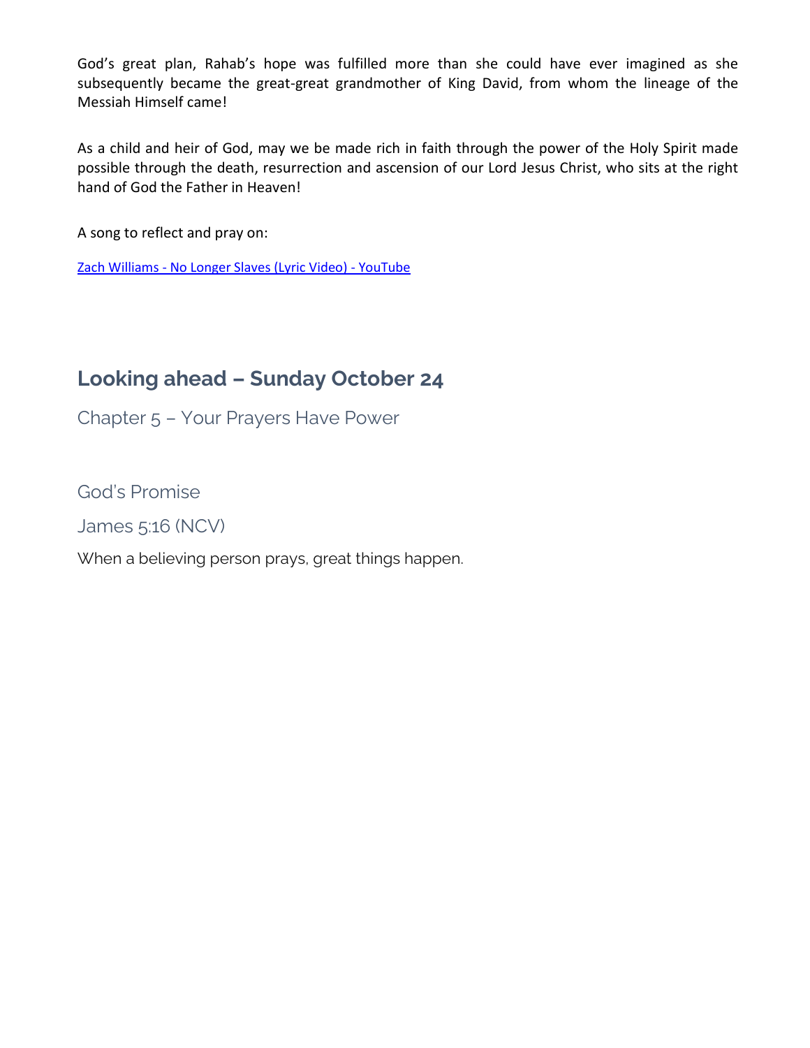God's great plan, Rahab's hope was fulfilled more than she could have ever imagined as she subsequently became the great-great grandmother of King David, from whom the lineage of the Messiah Himself came!

As a child and heir of God, may we be made rich in faith through the power of the Holy Spirit made possible through the death, resurrection and ascension of our Lord Jesus Christ, who sits at the right hand of God the Father in Heaven!

A song to reflect and pray on:

Zach Williams - No Longer Slaves (Lyric Video) - YouTube

## Looking ahead – Sunday October 24

### Chapter 5 – Your Prayers Have Power

### God's Promise

### James 5:16 (NCV)

When a believing person prays, great things happen.